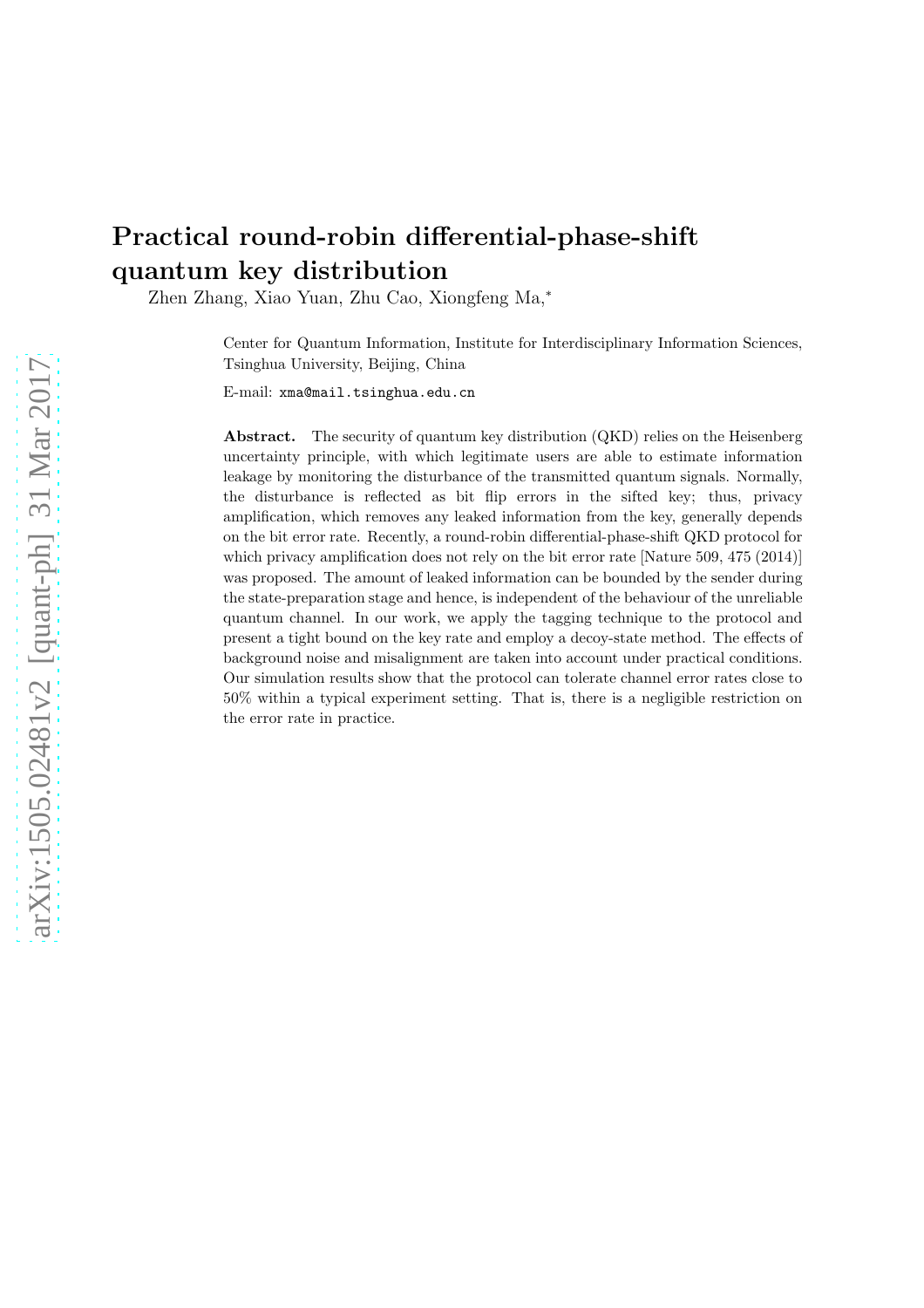# Practical round-robin differential-phase-shift quantum key distribution

Zhen Zhang, Xiao Yuan, Zhu Cao, Xiongfeng Ma,*

Center for Quantum Information, Institute for Interdisciplinary Information Sciences, Tsinghua University, Beijing, China

E-mail: `xma@mail.tsinghua.edu.cn`

**Abstract.** The security of quantum key distribution (QKD) relies on the Heisenberg uncertainty principle, with which legitimate users are able to estimate information leakage by monitoring the disturbance of the transmitted quantum signals. Normally, the disturbance is reflected as bit flip errors in the sifted key; thus, privacy amplification, which removes any leaked information from the key, generally depends on the bit error rate. Recently, a round-robin differential-phase-shift QKD protocol for which privacy amplification does not rely on the bit error rate [Nature 509, 475 (2014)] was proposed. The amount of leaked information can be bounded by the sender during the state-preparation stage and hence, is independent of the behaviour of the unreliable quantum channel. In our work, we apply the tagging technique to the protocol and present a tight bound on the key rate and employ a decoy-state method. The effects of background noise and misalignment are taken into account under practical conditions. Our simulation results show that the protocol can tolerate channel error rates close to 50% within a typical experiment setting. That is, there is a negligible restriction on the error rate in practice.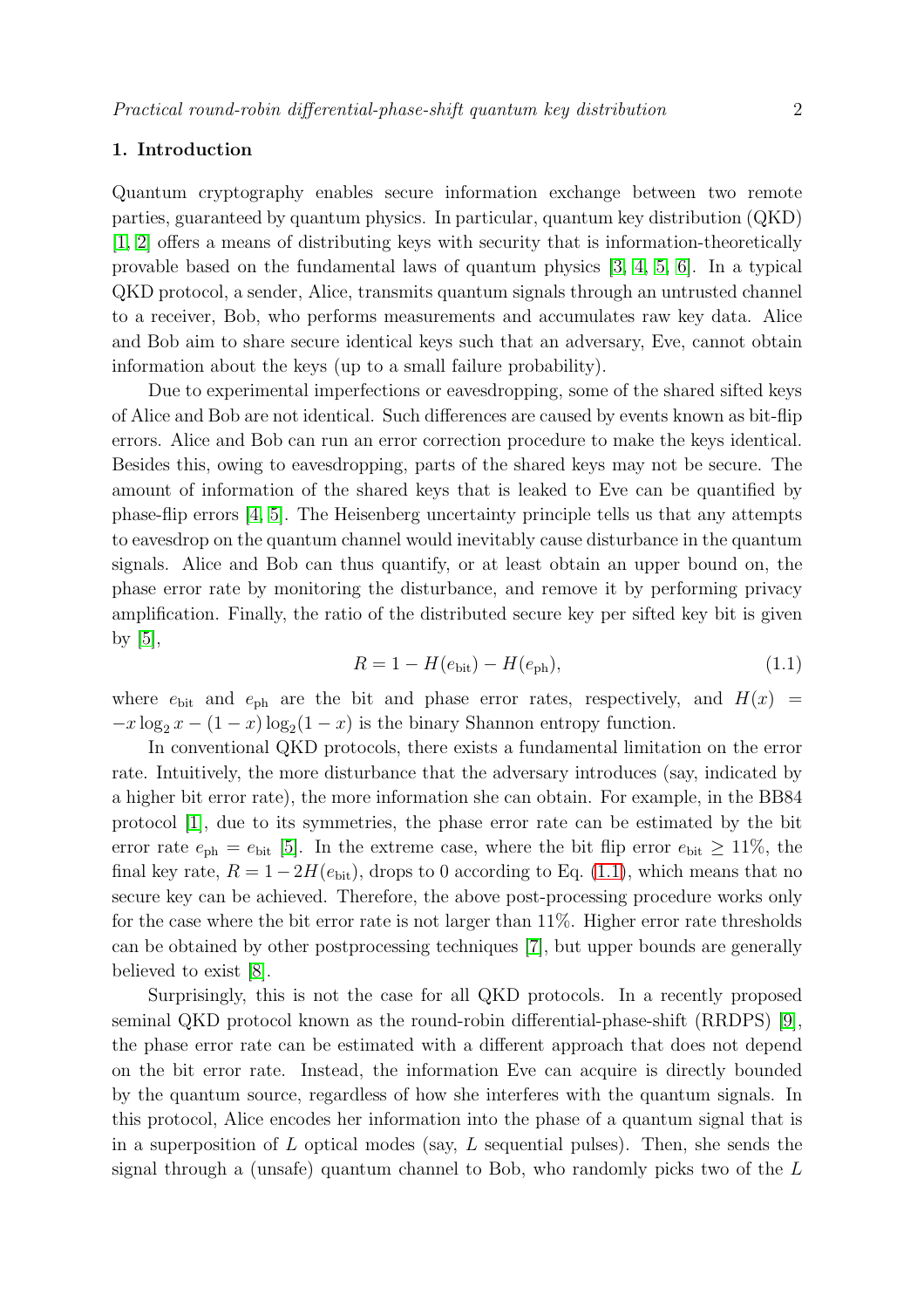## 1. Introduction

Quantum cryptography enables secure information exchange between two remote parties, guaranteed by quantum physics. In particular, quantum key distribution (QKD) [1, 2] offers a means of distributing keys with security that is information-theoretically provable based on the fundamental laws of quantum physics [3, 4, 5, 6]. In a typical QKD protocol, a sender, Alice, transmits quantum signals through an untrusted channel to a receiver, Bob, who performs measurements and accumulates raw key data. Alice and Bob aim to share secure identical keys such that an adversary, Eve, cannot obtain information about the keys (up to a small failure probability).

Due to experimental imperfections or eavesdropping, some of the shared sifted keys of Alice and Bob are not identical. Such differences are caused by events known as bit-flip errors. Alice and Bob can run an error correction procedure to make the keys identical. Besides this, owing to eavesdropping, parts of the shared keys may not be secure. The amount of information of the shared keys that is leaked to Eve can be quantified by phase-flip errors [4, 5]. The Heisenberg uncertainty principle tells us that any attempts to eavesdrop on the quantum channel would inevitably cause disturbance in the quantum signals. Alice and Bob can thus quantify, or at least obtain an upper bound on, the phase error rate by monitoring the disturbance, and remove it by performing privacy amplification. Finally, the ratio of the distributed secure key per sifted key bit is given by [5],

$$R = 1 - H(e_{\rm bit}) - H(e_{\rm ph}), \tag{1.1}$$

where $e_{\rm bit}$ and $e_{\rm ph}$ are the bit and phase error rates, respectively, and $H(x) = -x\log_2 x - (1-x)\log_2(1-x)$ is the binary Shannon entropy function.

In conventional QKD protocols, there exists a fundamental limitation on the error rate. Intuitively, the more disturbance that the adversary introduces (say, indicated by a higher bit error rate), the more information she can obtain. For example, in the BB84 protocol [1], due to its symmetries, the phase error rate can be estimated by the bit error rate $e_{\rm ph} = e_{\rm bit}$ [5]. In the extreme case, where the bit flip error $e_{\rm bit} \geq 11\%$, the final key rate, $R = 1 - 2H(e_{\rm bit})$, drops to 0 according to Eq. (1.1), which means that no secure key can be achieved. Therefore, the above post-processing procedure works only for the case where the bit error rate is not larger than 11%. Higher error rate thresholds can be obtained by other postprocessing techniques [7], but upper bounds are generally believed to exist [8].

Surprisingly, this is not the case for all QKD protocols. In a recently proposed seminal QKD protocol known as the round-robin differential-phase-shift (RRDPS) [9], the phase error rate can be estimated with a different approach that does not depend on the bit error rate. Instead, the information Eve can acquire is directly bounded by the quantum source, regardless of how she interferes with the quantum signals. In this protocol, Alice encodes her information into the phase of a quantum signal that is in a superposition of $L$ optical modes (say, $L$ sequential pulses). Then, she sends the signal through a (unsafe) quantum channel to Bob, who randomly picks two of the $L$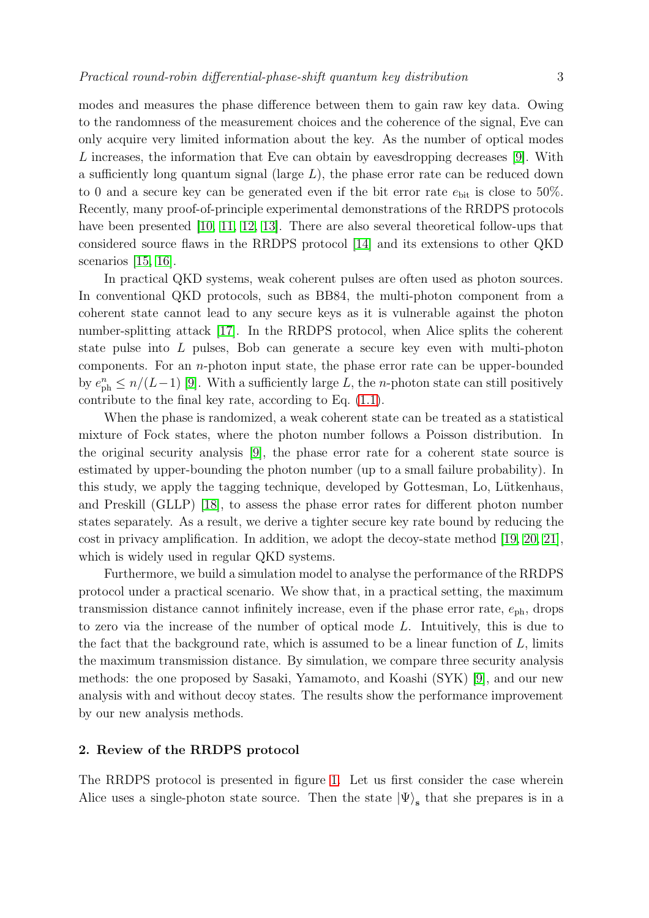modes and measures the phase difference between them to gain raw key data. Owing to the randomness of the measurement choices and the coherence of the signal, Eve can only acquire very limited information about the key. As the number of optical modes $L$ increases, the information that Eve can obtain by eavesdropping decreases [9]. With a sufficiently long quantum signal (large $L$), the phase error rate can be reduced down to 0 and a secure key can be generated even if the bit error rate $e_{\text{bit}}$ is close to 50%. Recently, many proof-of-principle experimental demonstrations of the RRDPS protocols have been presented [10, 11, 12, 13]. There are also several theoretical follow-ups that considered source flaws in the RRDPS protocol [14] and its extensions to other QKD scenarios [15, 16].

In practical QKD systems, weak coherent pulses are often used as photon sources. In conventional QKD protocols, such as BB84, the multi-photon component from a coherent state cannot lead to any secure keys as it is vulnerable against the photon number-splitting attack [17]. In the RRDPS protocol, when Alice splits the coherent state pulse into $L$ pulses, Bob can generate a secure key even with multi-photon components. For an $n$-photon input state, the phase error rate can be upper-bounded by $e_{\text{ph}}^{n} \leq n/(L-1)$ [9]. With a sufficiently large $L$, the $n$-photon state can still positively contribute to the final key rate, according to Eq. (1.1).

When the phase is randomized, a weak coherent state can be treated as a statistical mixture of Fock states, where the photon number follows a Poisson distribution. In the original security analysis [9], the phase error rate for a coherent state source is estimated by upper-bounding the photon number (up to a small failure probability). In this study, we apply the tagging technique, developed by Gottesman, Lo, Lütkenhaus, and Preskill (GLLP) [18], to assess the phase error rates for different photon number states separately. As a result, we derive a tighter secure key rate bound by reducing the cost in privacy amplification. In addition, we adopt the decoy-state method [19, 20, 21], which is widely used in regular QKD systems.

Furthermore, we build a simulation model to analyse the performance of the RRDPS protocol under a practical scenario. We show that, in a practical setting, the maximum transmission distance cannot infinitely increase, even if the phase error rate, $e_{\text{ph}}$, drops to zero via the increase of the number of optical mode $L$. Intuitively, this is due to the fact that the background rate, which is assumed to be a linear function of $L$, limits the maximum transmission distance. By simulation, we compare three security analysis methods: the one proposed by Sasaki, Yamamoto, and Koashi (SYK) [9], and our new analysis with and without decoy states. The results show the performance improvement by our new analysis methods.

## 2. Review of the RRDPS protocol

The RRDPS protocol is presented in figure 1. Let us first consider the case wherein Alice uses a single-photon state source. Then the state $|\Psi\rangle_{\mathbf{s}}$ that she prepares is in a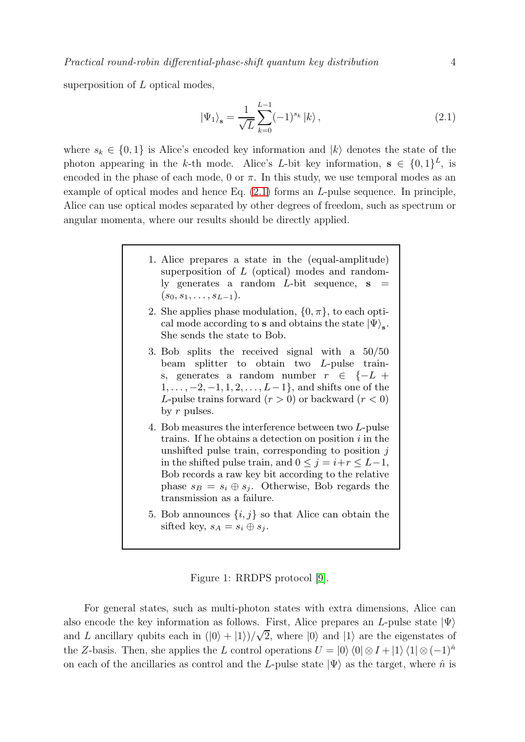superposition of $L$ optical modes,

$$
|\Psi_1\rangle_{\mathbf{s}} = \frac{1}{\sqrt{L}} \sum_{k=0}^{L-1} (-1)^{s_k} |k\rangle , \tag{2.1}
$$

where $s_k \in \{0, 1\}$ is Alice's encoded key information and $|k\rangle$ denotes the state of the photon appearing in the $k$-th mode. Alice's $L$-bit key information, $\mathbf{s} \in \{0, 1\}^L$, is encoded in the phase of each mode, 0 or $\pi$. In this study, we use temporal modes as an example of optical modes and hence Eq. (2.1) forms an $L$-pulse sequence. In principle, Alice can use optical modes separated by other degrees of freedom, such as spectrum or angular momenta, where our results should be directly applied.

1. Alice prepares a state in the (equal-amplitude) superposition of $L$ (optical) modes and randomly generates a random $L$-bit sequence, $\mathbf{s} = (s_0, s_1, \ldots, s_{L-1})$.
2. She applies phase modulation, $\{0, \pi\}$, to each optical mode according to $\mathbf{s}$ and obtains the state $|\Psi\rangle_{\mathbf{s}}$. She sends the state to Bob.
3. Bob splits the received signal with a 50/50 beam splitter to obtain two $L$-pulse trains, generates a random number $r \in \{-L + 1, \ldots, -2, -1, 1, 2, \ldots, L-1\}$, and shifts one of the $L$-pulse trains forward ($r > 0$) or backward ($r < 0$) by $r$ pulses.
4. Bob measures the interference between two $L$-pulse trains. If he obtains a detection on position $i$ in the unshifted pulse train, corresponding to position $j$ in the shifted pulse train, and $0 \leq j = i + r \leq L-1$, Bob records a raw key bit according to the relative phase $s_B = s_i \oplus s_j$. Otherwise, Bob regards the transmission as a failure.
5. Bob announces $\{i, j\}$ so that Alice can obtain the sifted key, $s_A = s_i \oplus s_j$.

Figure 1: RRDPS protocol [9].

For general states, such as multi-photon states with extra dimensions, Alice can also encode the key information as follows. First, Alice prepares an $L$-pulse state $|\Psi\rangle$ and $L$ ancillary qubits each in $(|0\rangle + |1\rangle)/\sqrt{2}$, where $|0\rangle$ and $|1\rangle$ are the eigenstates of the $Z$-basis. Then, she applies the $L$ control operations $U = |0\rangle\langle 0| \otimes I + |1\rangle\langle 1| \otimes (-1)^{\hat{n}}$ on each of the ancillaries as control and the $L$-pulse state $|\Psi\rangle$ as the target, where $\hat{n}$ is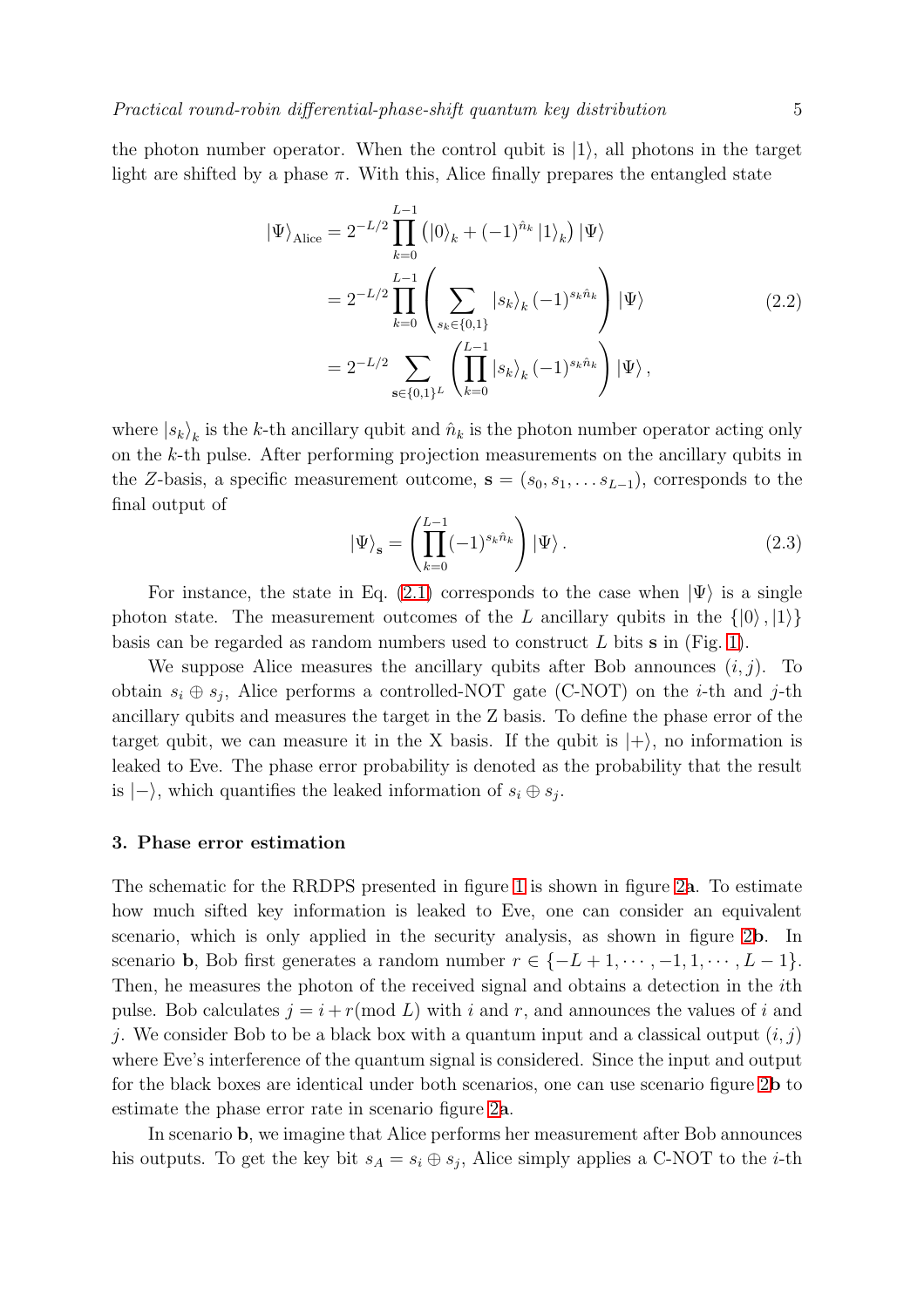the photon number operator. When the control qubit is $|1\rangle$, all photons in the target light are shifted by a phase $\pi$. With this, Alice finally prepares the entangled state

$$
\begin{aligned}
|\Psi\rangle_{\text{Alice}} &= 2^{-L/2} \prod_{k=0}^{L-1} \left( |0\rangle_k + (-1)^{\hat{n}_k} |1\rangle_k \right) |\Psi\rangle \\
&= 2^{-L/2} \prod_{k=0}^{L-1} \left( \sum_{s_k \in \{0,1\}} |s_k\rangle_k (-1)^{s_k \hat{n}_k} \right) |\Psi\rangle \\
&= 2^{-L/2} \sum_{\mathbf{s} \in \{0,1\}^L} \left( \prod_{k=0}^{L-1} |s_k\rangle_k (-1)^{s_k \hat{n}_k} \right) |\Psi\rangle ,
\end{aligned}
\tag{2.2}
$$

where $|s_k\rangle_k$ is the $k$-th ancillary qubit and $\hat{n}_k$ is the photon number operator acting only on the $k$-th pulse. After performing projection measurements on the ancillary qubits in the $Z$-basis, a specific measurement outcome, $\mathbf{s} = (s_0, s_1, \ldots s_{L-1})$, corresponds to the final output of

$$
|\Psi\rangle_{\mathbf{s}} = \left( \prod_{k=0}^{L-1} (-1)^{s_k \hat{n}_k} \right) |\Psi\rangle . \tag{2.3}
$$

For instance, the state in Eq. (2.1) corresponds to the case when $|\Psi\rangle$ is a single photon state. The measurement outcomes of the $L$ ancillary qubits in the $\{|0\rangle, |1\rangle\}$ basis can be regarded as random numbers used to construct $L$ bits $\mathbf{s}$ in (Fig. 1).

We suppose Alice measures the ancillary qubits after Bob announces $(i, j)$. To obtain $s_i \oplus s_j$, Alice performs a controlled-NOT gate (C-NOT) on the $i$-th and $j$-th ancillary qubits and measures the target in the Z basis. To define the phase error of the target qubit, we can measure it in the X basis. If the qubit is $|+\rangle$, no information is leaked to Eve. The phase error probability is denoted as the probability that the result is $|-\rangle$, which quantifies the leaked information of $s_i \oplus s_j$.

## 3. Phase error estimation

The schematic for the RRDPS presented in figure 1 is shown in figure 2**a**. To estimate how much sifted key information is leaked to Eve, one can consider an equivalent scenario, which is only applied in the security analysis, as shown in figure 2**b**. In scenario **b**, Bob first generates a random number $r \in \{-L+1, \cdots, -1, 1, \cdots, L-1\}$. Then, he measures the photon of the received signal and obtains a detection in the $i$th pulse. Bob calculates $j = i + r (\text{mod } L)$ with $i$ and $r$, and announces the values of $i$ and $j$. We consider Bob to be a black box with a quantum input and a classical output $(i, j)$ where Eve's interference of the quantum signal is considered. Since the input and output for the black boxes are identical under both scenarios, one can use scenario figure 2**b** to estimate the phase error rate in scenario figure 2**a**.

In scenario **b**, we imagine that Alice performs her measurement after Bob announces his outputs. To get the key bit $s_A = s_i \oplus s_j$, Alice simply applies a C-NOT to the $i$-th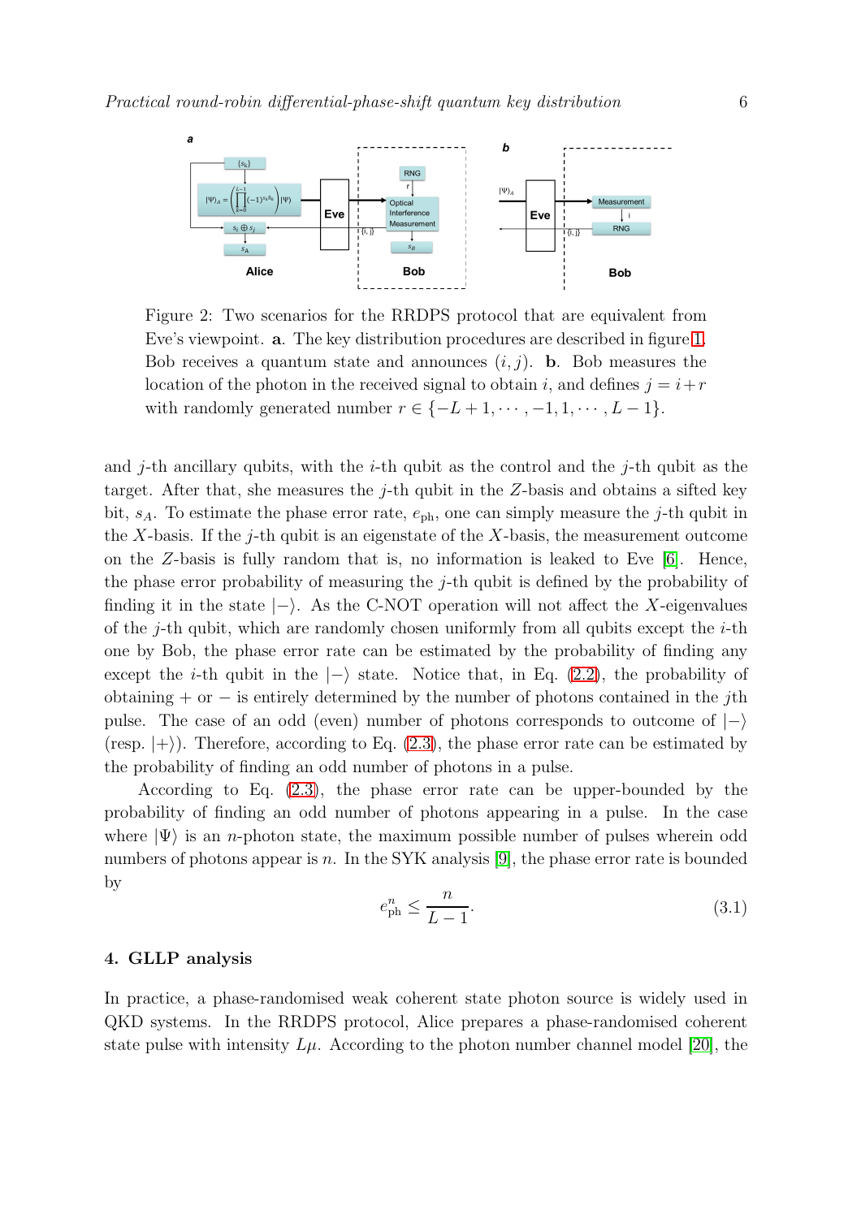Figure 2: Two scenarios for the RRDPS protocol that are equivalent from Eve's viewpoint. **a**. The key distribution procedures are described in figure 1. Bob receives a quantum state and announces $(i, j)$. **b**. Bob measures the location of the photon in the received signal to obtain $i$, and defines $j = i + r$ with randomly generated number $r \in \{-L+1, \cdots, -1, 1, \cdots, L-1\}$.

and $j$-th ancillary qubits, with the $i$-th qubit as the control and the $j$-th qubit as the target. After that, she measures the $j$-th qubit in the $Z$-basis and obtains a sifted key bit, $s_A$. To estimate the phase error rate, $e_{\mathrm{ph}}$, one can simply measure the $j$-th qubit in the $X$-basis. If the $j$-th qubit is an eigenstate of the $X$-basis, the measurement outcome on the $Z$-basis is fully random that is, no information is leaked to Eve [6]. Hence, the phase error probability of measuring the $j$-th qubit is defined by the probability of finding it in the state $|-\rangle$. As the C-NOT operation will not affect the $X$-eigenvalues of the $j$-th qubit, which are randomly chosen uniformly from all qubits except the $i$-th one by Bob, the phase error rate can be estimated by the probability of finding any except the $i$-th qubit in the $|-\rangle$ state. Notice that, in Eq. (2.2), the probability of obtaining $+$ or $-$ is entirely determined by the number of photons contained in the $j$th pulse. The case of an odd (even) number of photons corresponds to outcome of $|-\rangle$ (resp. $|+\rangle$). Therefore, according to Eq. (2.3), the phase error rate can be estimated by the probability of finding an odd number of photons in a pulse.

According to Eq. (2.3), the phase error rate can be upper-bounded by the probability of finding an odd number of photons appearing in a pulse. In the case where $|\Psi\rangle$ is an $n$-photon state, the maximum possible number of pulses wherein odd numbers of photons appear is $n$. In the SYK analysis [9], the phase error rate is bounded by

$$e_{\mathrm{ph}}^{n} \leq \frac{n}{L-1}. \tag{3.1}$$

## 4. GLLP analysis

In practice, a phase-randomised weak coherent state photon source is widely used in QKD systems. In the RRDPS protocol, Alice prepares a phase-randomised coherent state pulse with intensity $L\mu$. According to the photon number channel model [20], the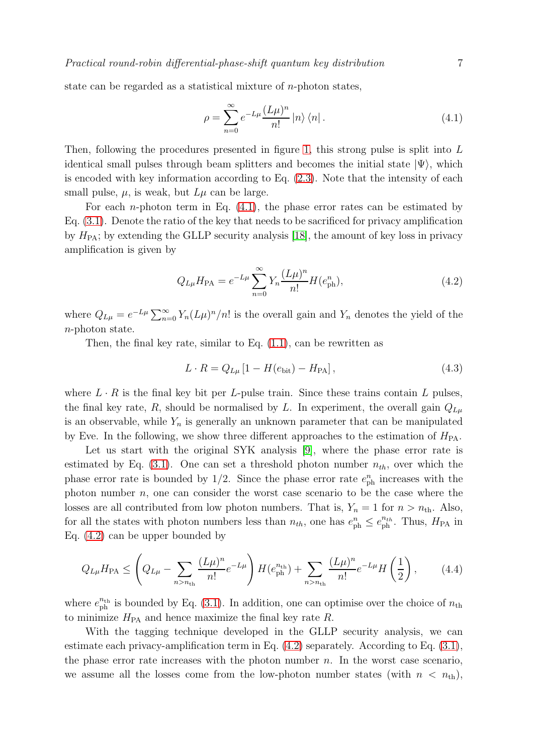state can be regarded as a statistical mixture of $n$-photon states,

$$\rho = \sum_{n=0}^{\infty} e^{-L\mu} \frac{(L\mu)^n}{n!} |n\rangle \langle n| . \tag{4.1}$$

Then, following the procedures presented in figure 1, this strong pulse is split into $L$ identical small pulses through beam splitters and becomes the initial state $|\Psi\rangle$, which is encoded with key information according to Eq. (2.3). Note that the intensity of each small pulse, $\mu$, is weak, but $L\mu$ can be large.

For each $n$-photon term in Eq. (4.1), the phase error rates can be estimated by Eq. (3.1). Denote the ratio of the key that needs to be sacrificed for privacy amplification by $H_{\mathrm{PA}}$; by extending the GLLP security analysis [18], the amount of key loss in privacy amplification is given by

$$Q_{L\mu} H_{\mathrm{PA}} = e^{-L\mu} \sum_{n=0}^{\infty} Y_n \frac{(L\mu)^n}{n!} H(e_{\mathrm{ph}}^n), \tag{4.2}$$

where $Q_{L\mu} = e^{-L\mu} \sum_{n=0}^{\infty} Y_n (L\mu)^n/n!$ is the overall gain and $Y_n$ denotes the yield of the $n$-photon state.

Then, the final key rate, similar to Eq. (1.1), can be rewritten as

$$L \cdot R = Q_{L\mu} \left[1 - H(e_{\mathrm{bit}}) - H_{\mathrm{PA}}\right], \tag{4.3}$$

where $L \cdot R$ is the final key bit per $L$-pulse train. Since these trains contain $L$ pulses, the final key rate, $R$, should be normalised by $L$. In experiment, the overall gain $Q_{L\mu}$ is an observable, while $Y_n$ is generally an unknown parameter that can be manipulated by Eve. In the following, we show three different approaches to the estimation of $H_{\mathrm{PA}}$.

Let us start with the original SYK analysis [9], where the phase error rate is estimated by Eq. (3.1). One can set a threshold photon number $n_{th}$, over which the phase error rate is bounded by $1/2$. Since the phase error rate $e_{\mathrm{ph}}^n$ increases with the photon number $n$, one can consider the worst case scenario to be the case where the losses are all contributed from low photon numbers. That is, $Y_n = 1$ for $n > n_{\mathrm{th}}$. Also, for all the states with photon numbers less than $n_{th}$, one has $e_{\mathrm{ph}}^n \leq e_{\mathrm{ph}}^{n_{th}}$. Thus, $H_{\mathrm{PA}}$ in Eq. (4.2) can be upper bounded by

$$Q_{L\mu} H_{\mathrm{PA}} \leq \left( Q_{L\mu} - \sum_{n > n_{\mathrm{th}}} \frac{(L\mu)^n}{n!} e^{-L\mu} \right) H(e_{\mathrm{ph}}^{n_{\mathrm{th}}}) + \sum_{n > n_{\mathrm{th}}} \frac{(L\mu)^n}{n!} e^{-L\mu} H\left(\frac{1}{2}\right), \tag{4.4}$$

where $e_{\mathrm{ph}}^{n_{\mathrm{th}}}$ is bounded by Eq. (3.1). In addition, one can optimise over the choice of $n_{\mathrm{th}}$ to minimize $H_{\mathrm{PA}}$ and hence maximize the final key rate $R$.

With the tagging technique developed in the GLLP security analysis, we can estimate each privacy-amplification term in Eq. (4.2) separately. According to Eq. (3.1), the phase error rate increases with the photon number $n$. In the worst case scenario, we assume all the losses come from the low-photon number states (with $n < n_{\mathrm{th}}$),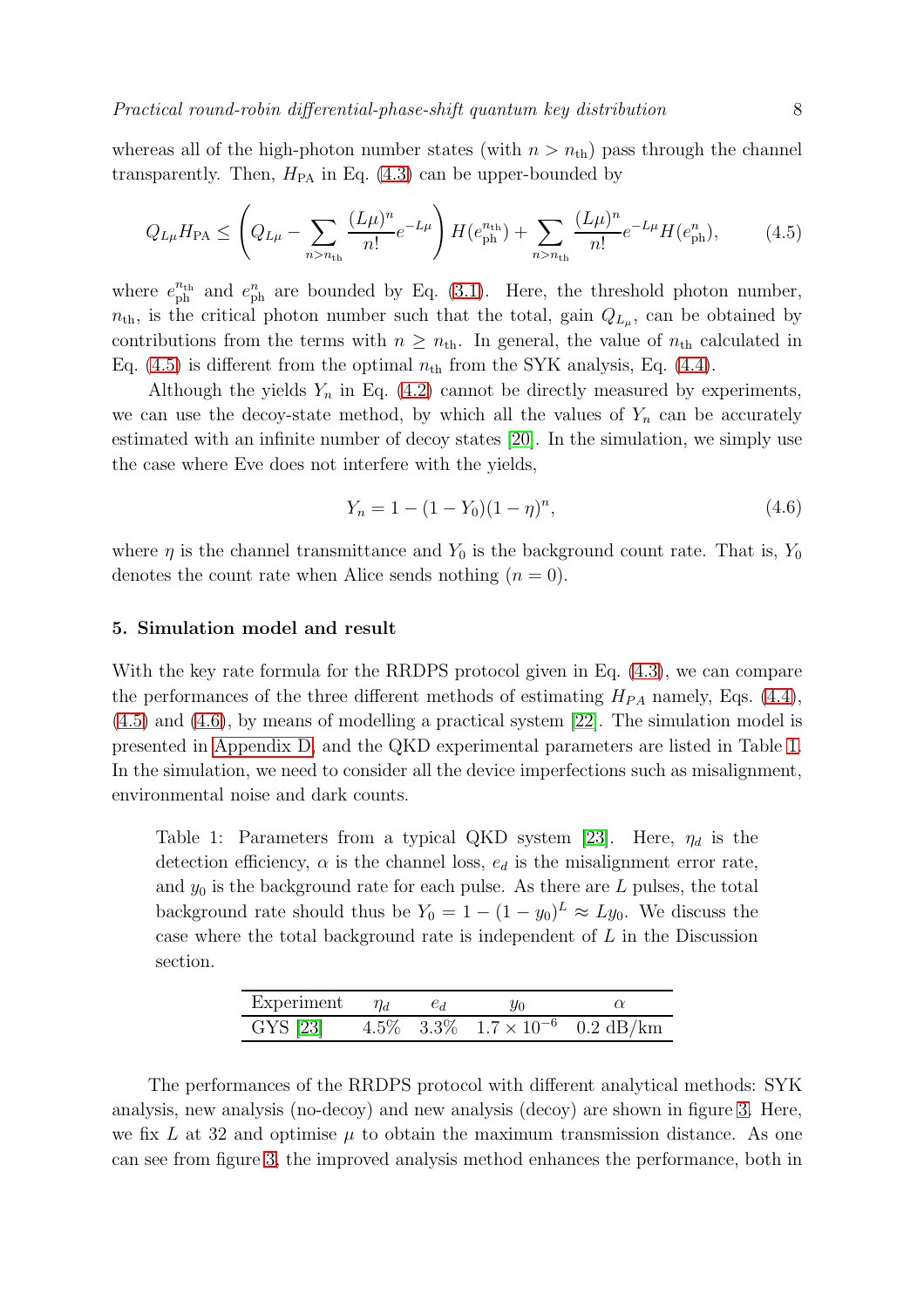whereas all of the high-photon number states (with $n > n_{\rm th}$) pass through the channel transparently. Then, $H_{\rm PA}$ in Eq. (4.3) can be upper-bounded by

$$Q_{L\mu}H_{\rm PA} \leq \left(Q_{L\mu} - \sum_{n>n_{\rm th}} \frac{(L\mu)^n}{n!}e^{-L\mu}\right) H(e_{\rm ph}^{n_{\rm th}}) + \sum_{n>n_{\rm th}} \frac{(L\mu)^n}{n!}e^{-L\mu} H(e_{\rm ph}^{n}), \tag{4.5}$$

where $e_{\rm ph}^{n_{\rm th}}$ and $e_{\rm ph}^{n}$ are bounded by Eq. (3.1). Here, the threshold photon number, $n_{\rm th}$, is the critical photon number such that the total, gain $Q_{L_\mu}$, can be obtained by contributions from the terms with $n \geq n_{\rm th}$. In general, the value of $n_{\rm th}$ calculated in Eq. (4.5) is different from the optimal $n_{\rm th}$ from the SYK analysis, Eq. (4.4).

Although the yields $Y_n$ in Eq. (4.2) cannot be directly measured by experiments, we can use the decoy-state method, by which all the values of $Y_n$ can be accurately estimated with an infinite number of decoy states [20]. In the simulation, we simply use the case where Eve does not interfere with the yields,

$$Y_n = 1 - (1 - Y_0)(1 - \eta)^n, \tag{4.6}$$

where $\eta$ is the channel transmittance and $Y_0$ is the background count rate. That is, $Y_0$ denotes the count rate when Alice sends nothing ($n = 0$).

## 5. Simulation model and result

With the key rate formula for the RRDPS protocol given in Eq. (4.3), we can compare the performances of the three different methods of estimating $H_{PA}$ namely, Eqs. (4.4), (4.5) and (4.6), by means of modelling a practical system [22]. The simulation model is presented in Appendix D, and the QKD experimental parameters are listed in Table 1. In the simulation, we need to consider all the device imperfections such as misalignment, environmental noise and dark counts.

Table 1: Parameters from a typical QKD system [23]. Here, $\eta_d$ is the detection efficiency, $\alpha$ is the channel loss, $e_d$ is the misalignment error rate, and $y_0$ is the background rate for each pulse. As there are $L$ pulses, the total background rate should thus be $Y_0 = 1 - (1 - y_0)^L \approx Ly_0$. We discuss the case where the total background rate is independent of $L$ in the Discussion section.

| Experiment | $\eta_d$ | $e_d$ | $y_0$ | $\alpha$ |
|---|---|---|---|---|
| GYS [23] | 4.5% | 3.3% | $1.7 \times 10^{-6}$ | 0.2 dB/km |

The performances of the RRDPS protocol with different analytical methods: SYK analysis, new analysis (no-decoy) and new analysis (decoy) are shown in figure 3. Here, we fix $L$ at 32 and optimise $\mu$ to obtain the maximum transmission distance. As one can see from figure 3, the improved analysis method enhances the performance, both in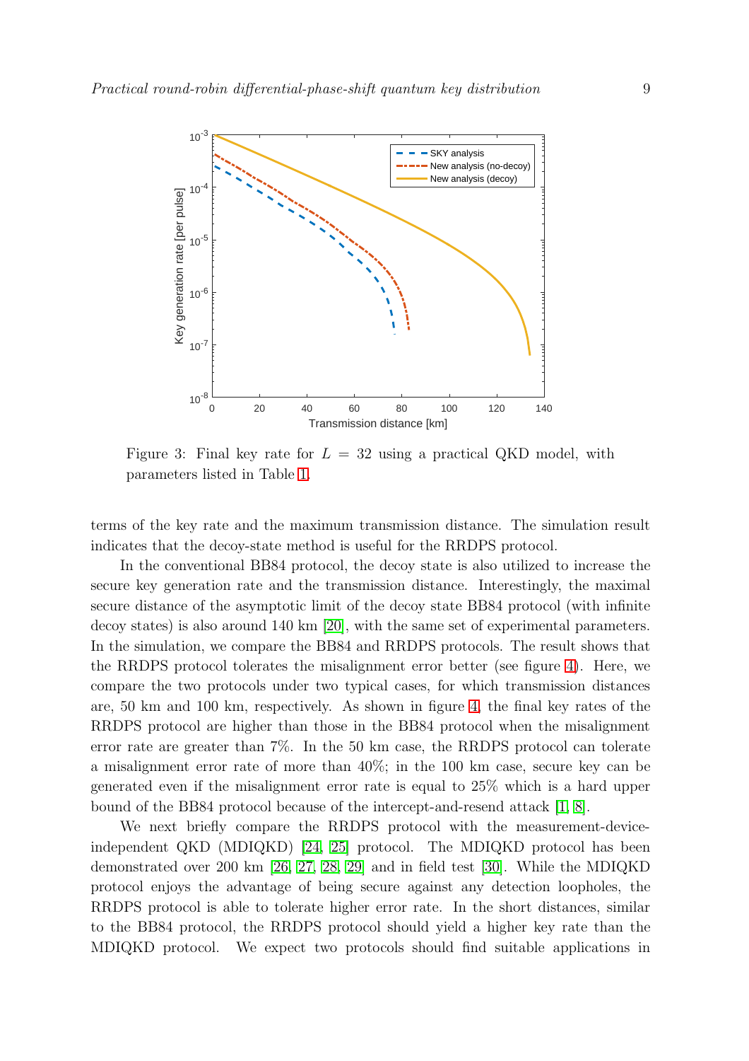Figure 3: Final key rate for $L = 32$ using a practical QKD model, with parameters listed in Table 1.

terms of the key rate and the maximum transmission distance. The simulation result indicates that the decoy-state method is useful for the RRDPS protocol.

In the conventional BB84 protocol, the decoy state is also utilized to increase the secure key generation rate and the transmission distance. Interestingly, the maximal secure distance of the asymptotic limit of the decoy state BB84 protocol (with infinite decoy states) is also around 140 km [20], with the same set of experimental parameters. In the simulation, we compare the BB84 and RRDPS protocols. The result shows that the RRDPS protocol tolerates the misalignment error better (see figure 4). Here, we compare the two protocols under two typical cases, for which transmission distances are, 50 km and 100 km, respectively. As shown in figure 4, the final key rates of the RRDPS protocol are higher than those in the BB84 protocol when the misalignment error rate are greater than 7%. In the 50 km case, the RRDPS protocol can tolerate a misalignment error rate of more than 40%; in the 100 km case, secure key can be generated even if the misalignment error rate is equal to 25% which is a hard upper bound of the BB84 protocol because of the intercept-and-resend attack [1, 8].

We next briefly compare the RRDPS protocol with the measurement-device-independent QKD (MDIQKD) [24, 25] protocol. The MDIQKD protocol has been demonstrated over 200 km [26, 27, 28, 29] and in field test [30]. While the MDIQKD protocol enjoys the advantage of being secure against any detection loopholes, the RRDPS protocol is able to tolerate higher error rate. In the short distances, similar to the BB84 protocol, the RRDPS protocol should yield a higher key rate than the MDIQKD protocol. We expect two protocols should find suitable applications in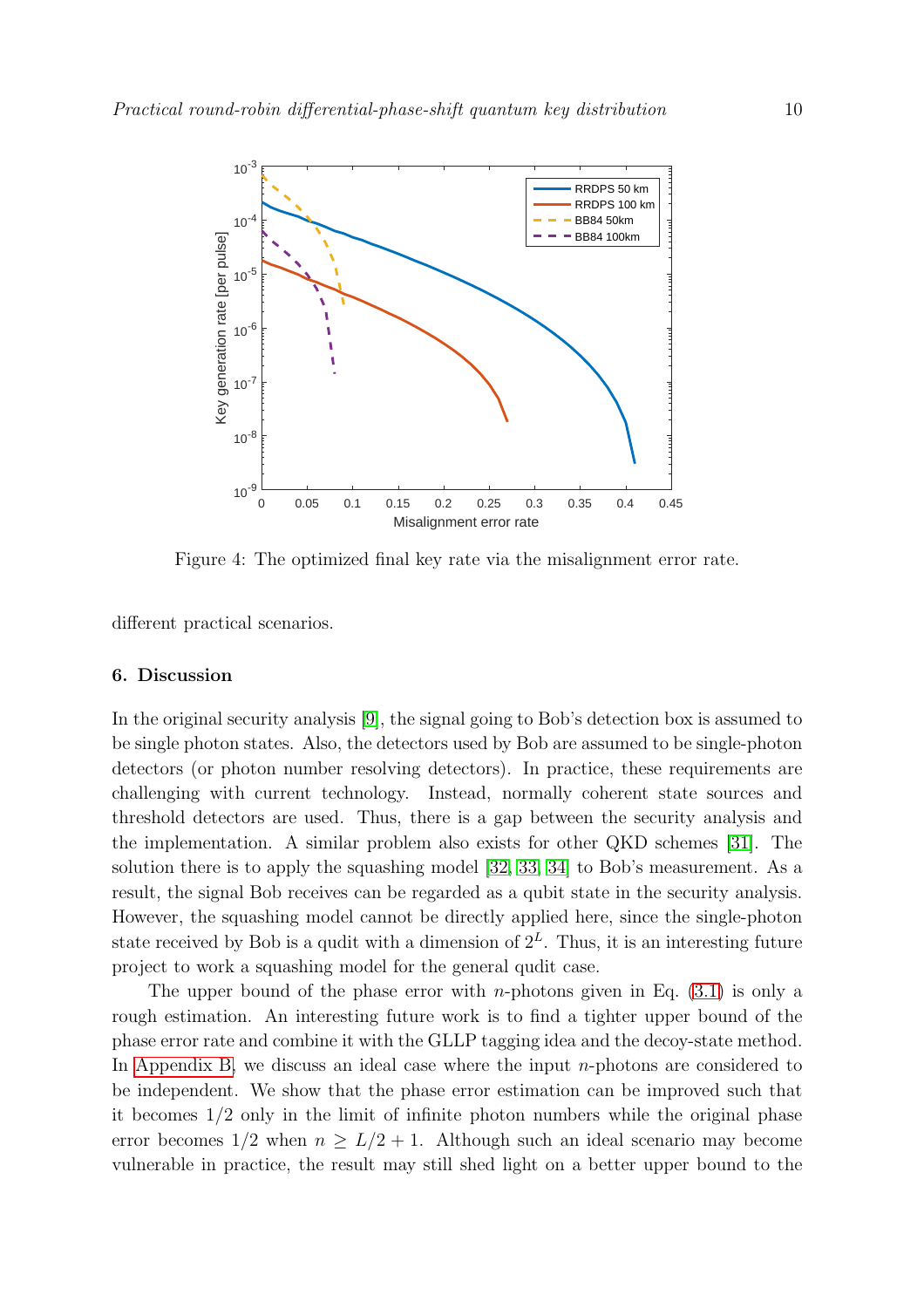Figure 4: The optimized final key rate via the misalignment error rate.

different practical scenarios.

## 6. Discussion

In the original security analysis [9], the signal going to Bob's detection box is assumed to be single photon states. Also, the detectors used by Bob are assumed to be single-photon detectors (or photon number resolving detectors). In practice, these requirements are challenging with current technology. Instead, normally coherent state sources and threshold detectors are used. Thus, there is a gap between the security analysis and the implementation. A similar problem also exists for other QKD schemes [31]. The solution there is to apply the squashing model [32, 33, 34] to Bob's measurement. As a result, the signal Bob receives can be regarded as a qubit state in the security analysis. However, the squashing model cannot be directly applied here, since the single-photon state received by Bob is a qudit with a dimension of $2^L$. Thus, it is an interesting future project to work a squashing model for the general qudit case.

The upper bound of the phase error with $n$-photons given in Eq. (3.1) is only a rough estimation. An interesting future work is to find a tighter upper bound of the phase error rate and combine it with the GLLP tagging idea and the decoy-state method. In Appendix B, we discuss an ideal case where the input $n$-photons are considered to be independent. We show that the phase error estimation can be improved such that it becomes $1/2$ only in the limit of infinite photon numbers while the original phase error becomes $1/2$ when $n \geq L/2 + 1$. Although such an ideal scenario may become vulnerable in practice, the result may still shed light on a better upper bound to the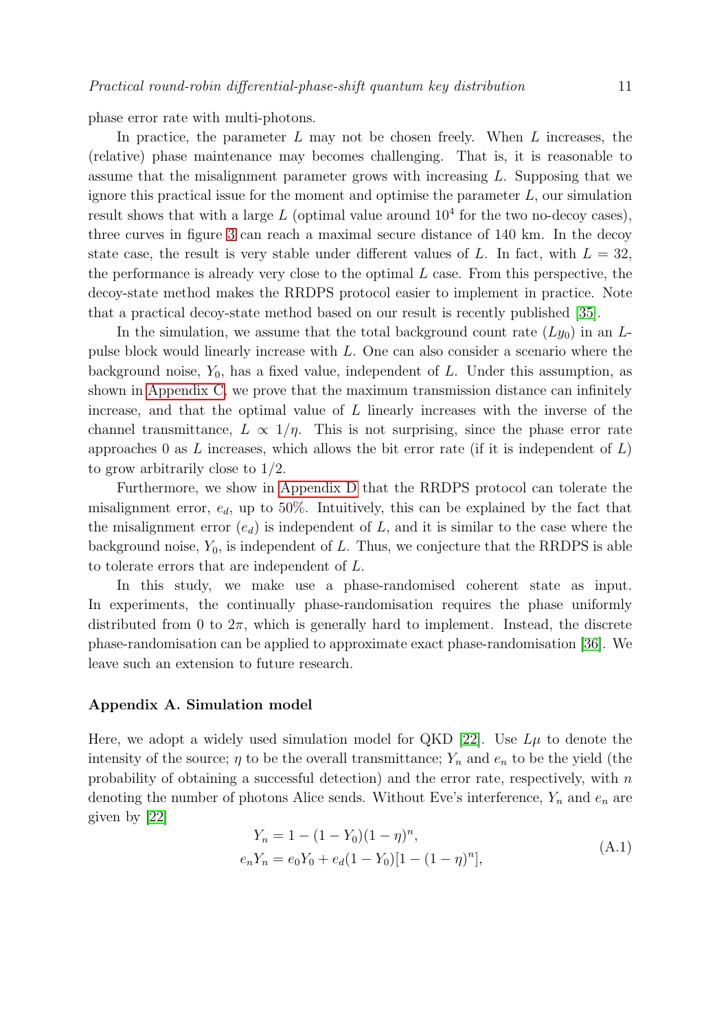phase error rate with multi-photons.

In practice, the parameter $L$ may not be chosen freely. When $L$ increases, the (relative) phase maintenance may becomes challenging. That is, it is reasonable to assume that the misalignment parameter grows with increasing $L$. Supposing that we ignore this practical issue for the moment and optimise the parameter $L$, our simulation result shows that with a large $L$ (optimal value around $10^4$ for the two no-decoy cases), three curves in figure 3 can reach a maximal secure distance of 140 km. In the decoy state case, the result is very stable under different values of $L$. In fact, with $L = 32$, the performance is already very close to the optimal $L$ case. From this perspective, the decoy-state method makes the RRDPS protocol easier to implement in practice. Note that a practical decoy-state method based on our result is recently published [35].

In the simulation, we assume that the total background count rate ($Ly_0$) in an $L$-pulse block would linearly increase with $L$. One can also consider a scenario where the background noise, $Y_0$, has a fixed value, independent of $L$. Under this assumption, as shown in Appendix C, we prove that the maximum transmission distance can infinitely increase, and that the optimal value of $L$ linearly increases with the inverse of the channel transmittance, $L \propto 1/\eta$. This is not surprising, since the phase error rate approaches 0 as $L$ increases, which allows the bit error rate (if it is independent of $L$) to grow arbitrarily close to 1/2.

Furthermore, we show in Appendix D that the RRDPS protocol can tolerate the misalignment error, $e_d$, up to 50%. Intuitively, this can be explained by the fact that the misalignment error ($e_d$) is independent of $L$, and it is similar to the case where the background noise, $Y_0$, is independent of $L$. Thus, we conjecture that the RRDPS is able to tolerate errors that are independent of $L$.

In this study, we make use a phase-randomised coherent state as input. In experiments, the continually phase-randomisation requires the phase uniformly distributed from 0 to $2\pi$, which is generally hard to implement. Instead, the discrete phase-randomisation can be applied to approximate exact phase-randomisation [36]. We leave such an extension to future research.

## Appendix A. Simulation model

Here, we adopt a widely used simulation model for QKD [22]. Use $L\mu$ to denote the intensity of the source; $\eta$ to be the overall transmittance; $Y_n$ and $e_n$ to be the yield (the probability of obtaining a successful detection) and the error rate, respectively, with $n$ denoting the number of photons Alice sends. Without Eve's interference, $Y_n$ and $e_n$ are given by [22]

$$
\begin{aligned}
Y_n &= 1 - (1 - Y_0)(1 - \eta)^n, \\
e_n Y_n &= e_0 Y_0 + e_d (1 - Y_0)[1 - (1 - \eta)^n],
\end{aligned}
\tag{A.1}
$$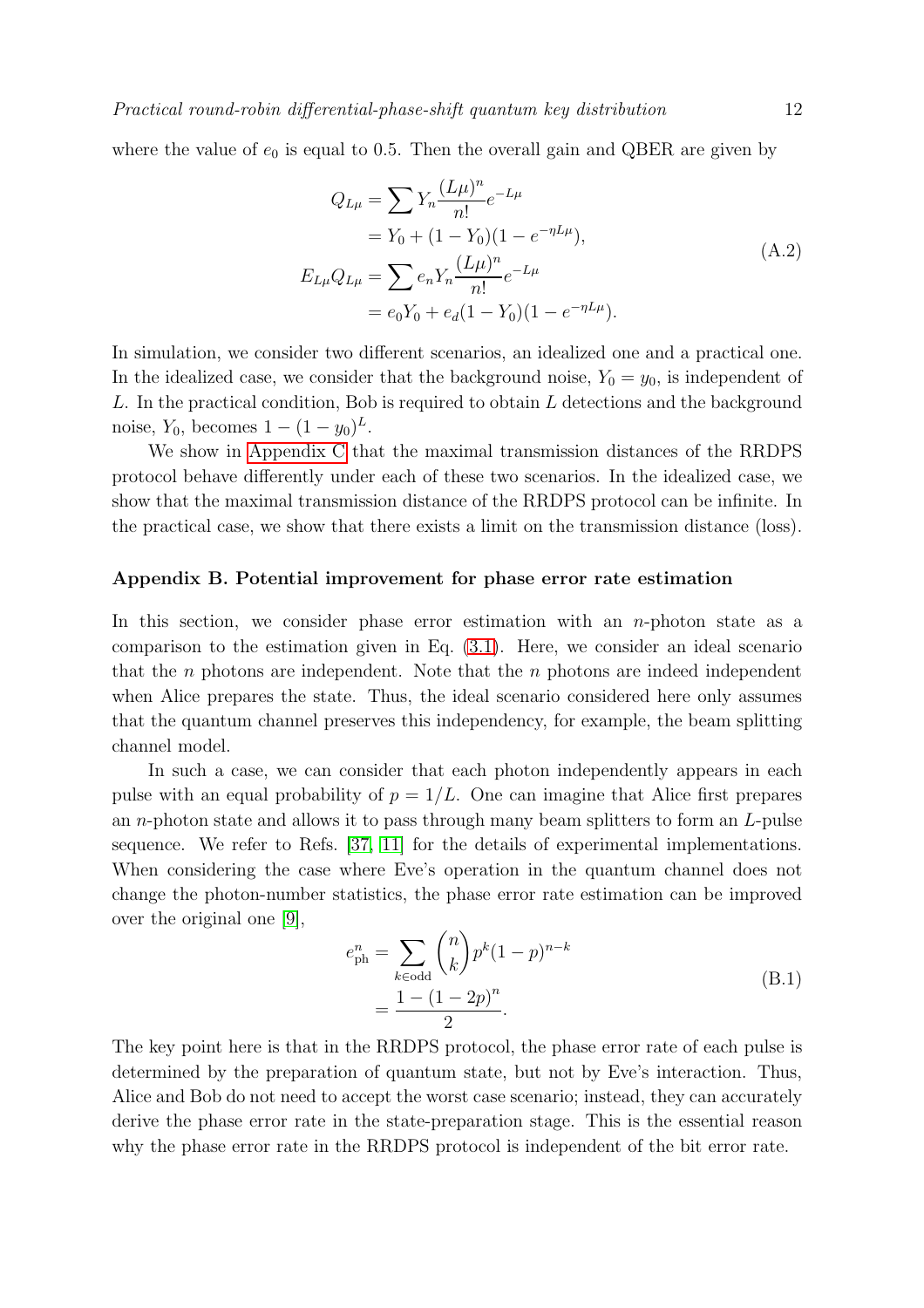where the value of $e_0$ is equal to 0.5. Then the overall gain and QBER are given by

$$
\begin{aligned}
Q_{L\mu} &= \sum Y_n \frac{(L\mu)^n}{n!} e^{-L\mu} \\
&= Y_0 + (1 - Y_0)(1 - e^{-\eta L\mu}), \\
E_{L\mu} Q_{L\mu} &= \sum e_n Y_n \frac{(L\mu)^n}{n!} e^{-L\mu} \\
&= e_0 Y_0 + e_d (1 - Y_0)(1 - e^{-\eta L\mu}).
\end{aligned}
\tag{A.2}
$$

In simulation, we consider two different scenarios, an idealized one and a practical one. In the idealized case, we consider that the background noise, $Y_0 = y_0$, is independent of $L$. In the practical condition, Bob is required to obtain $L$ detections and the background noise, $Y_0$, becomes $1 - (1 - y_0)^L$.

We show in Appendix C that the maximal transmission distances of the RRDPS protocol behave differently under each of these two scenarios. In the idealized case, we show that the maximal transmission distance of the RRDPS protocol can be infinite. In the practical case, we show that there exists a limit on the transmission distance (loss).

## Appendix B. Potential improvement for phase error rate estimation

In this section, we consider phase error estimation with an $n$-photon state as a comparison to the estimation given in Eq. (3.1). Here, we consider an ideal scenario that the $n$ photons are independent. Note that the $n$ photons are indeed independent when Alice prepares the state. Thus, the ideal scenario considered here only assumes that the quantum channel preserves this independency, for example, the beam splitting channel model.

In such a case, we can consider that each photon independently appears in each pulse with an equal probability of $p = 1/L$. One can imagine that Alice first prepares an $n$-photon state and allows it to pass through many beam splitters to form an $L$-pulse sequence. We refer to Refs. [37, 11] for the details of experimental implementations. When considering the case where Eve's operation in the quantum channel does not change the photon-number statistics, the phase error rate estimation can be improved over the original one [9],

$$
\begin{aligned}
e_{\text{ph}}^n &= \sum_{k \in \text{odd}} \binom{n}{k} p^k (1-p)^{n-k} \\
&= \frac{1 - (1 - 2p)^n}{2}.
\end{aligned}
\tag{B.1}
$$

The key point here is that in the RRDPS protocol, the phase error rate of each pulse is determined by the preparation of quantum state, but not by Eve's interaction. Thus, Alice and Bob do not need to accept the worst case scenario; instead, they can accurately derive the phase error rate in the state-preparation stage. This is the essential reason why the phase error rate in the RRDPS protocol is independent of the bit error rate.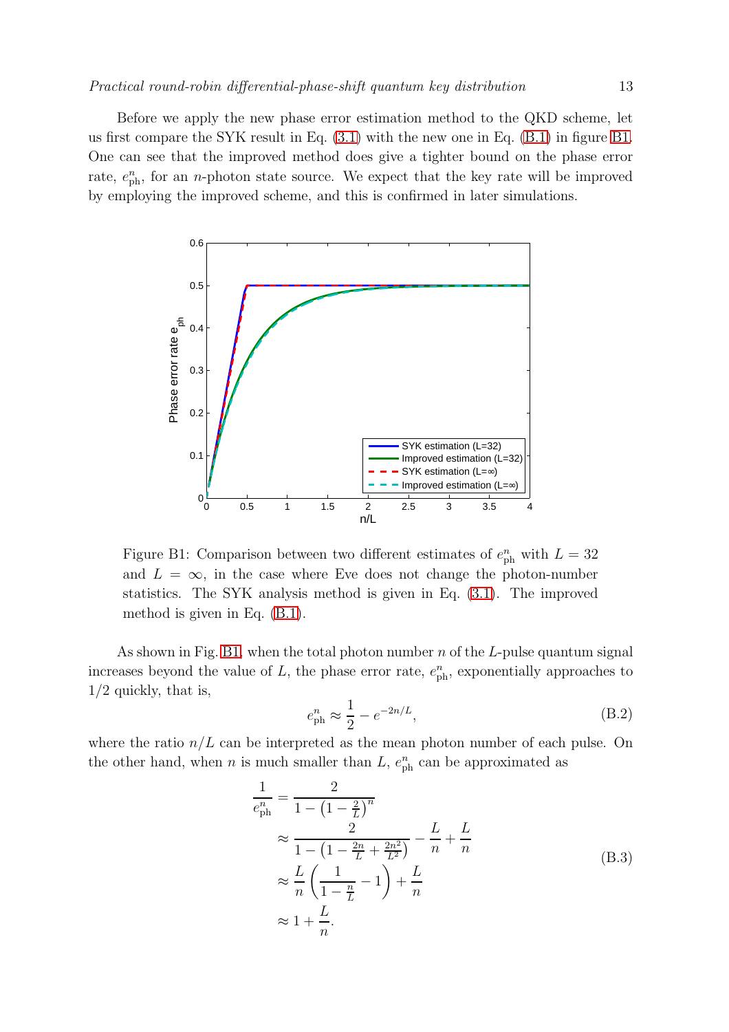Before we apply the new phase error estimation method to the QKD scheme, let us first compare the SYK result in Eq. (3.1) with the new one in Eq. (B.1) in figure B1. One can see that the improved method does give a tighter bound on the phase error rate, $e_{\rm ph}^n$, for an $n$-photon state source. We expect that the key rate will be improved by employing the improved scheme, and this is confirmed in later simulations.

Figure B1: Comparison between two different estimates of $e_{\rm ph}^n$ with $L = 32$ and $L = \infty$, in the case where Eve does not change the photon-number statistics. The SYK analysis method is given in Eq. (3.1). The improved method is given in Eq. (B.1).

As shown in Fig. B1, when the total photon number $n$ of the $L$-pulse quantum signal increases beyond the value of $L$, the phase error rate, $e_{\rm ph}^n$, exponentially approaches to 1/2 quickly, that is,

$$e_{\rm ph}^n \approx \frac{1}{2} - e^{-2n/L}, \tag{B.2}$$

where the ratio $n/L$ can be interpreted as the mean photon number of each pulse. On the other hand, when $n$ is much smaller than $L$, $e_{\rm ph}^n$ can be approximated as

$$\begin{aligned}
\frac{1}{e_{\rm ph}^n} &= \frac{2}{1 - \left(1 - \frac{2}{L}\right)^n} \\
&\approx \frac{2}{1 - \left(1 - \frac{2n}{L} + \frac{2n^2}{L^2}\right)} - \frac{L}{n} + \frac{L}{n} \\
&\approx \frac{L}{n}\left(\frac{1}{1 - \frac{n}{L}} - 1\right) + \frac{L}{n} \\
&\approx 1 + \frac{L}{n}.
\end{aligned} \tag{B.3}$$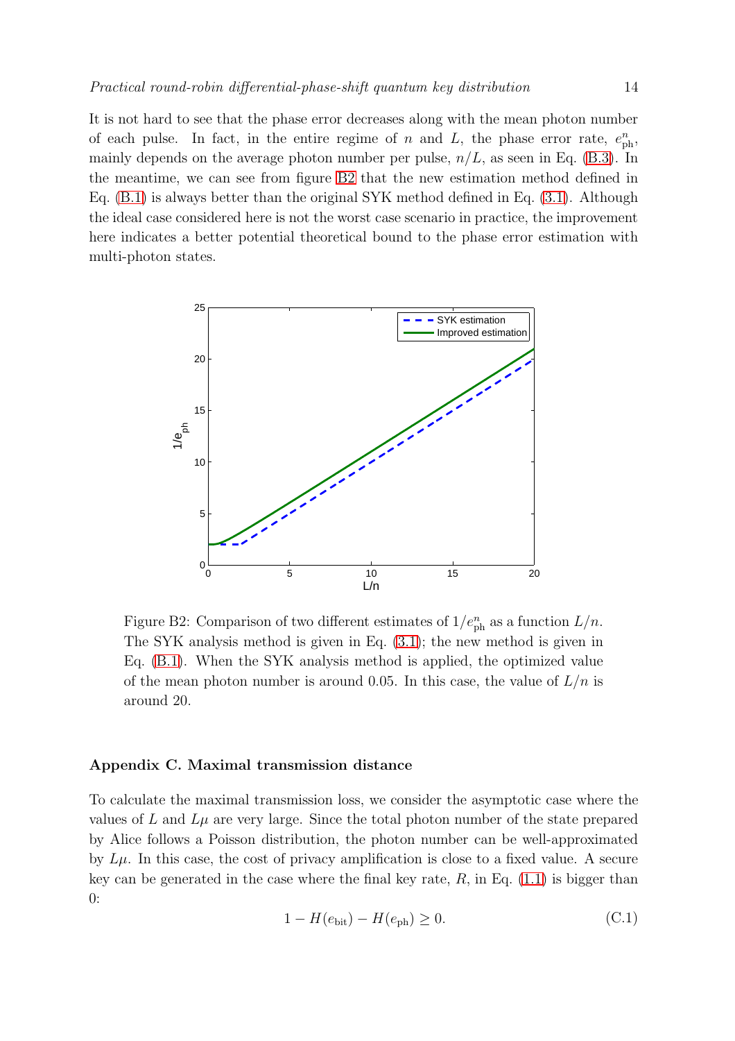It is not hard to see that the phase error decreases along with the mean photon number of each pulse. In fact, in the entire regime of $n$ and $L$, the phase error rate, $e_{\rm ph}^n$, mainly depends on the average photon number per pulse, $n/L$, as seen in Eq. (B.3). In the meantime, we can see from figure B2 that the new estimation method defined in Eq. (B.1) is always better than the original SYK method defined in Eq. (3.1). Although the ideal case considered here is not the worst case scenario in practice, the improvement here indicates a better potential theoretical bound to the phase error estimation with multi-photon states.

Figure B2: Comparison of two different estimates of $1/e_{\rm ph}^n$ as a function $L/n$. The SYK analysis method is given in Eq. (3.1); the new method is given in Eq. (B.1). When the SYK analysis method is applied, the optimized value of the mean photon number is around 0.05. In this case, the value of $L/n$ is around 20.

### Appendix C. Maximal transmission distance

To calculate the maximal transmission loss, we consider the asymptotic case where the values of $L$ and $L\mu$ are very large. Since the total photon number of the state prepared by Alice follows a Poisson distribution, the photon number can be well-approximated by $L\mu$. In this case, the cost of privacy amplification is close to a fixed value. A secure key can be generated in the case where the final key rate, $R$, in Eq. (1.1) is bigger than 0:

$$1 - H(e_{\rm bit}) - H(e_{\rm ph}) \geq 0. \tag{C.1}$$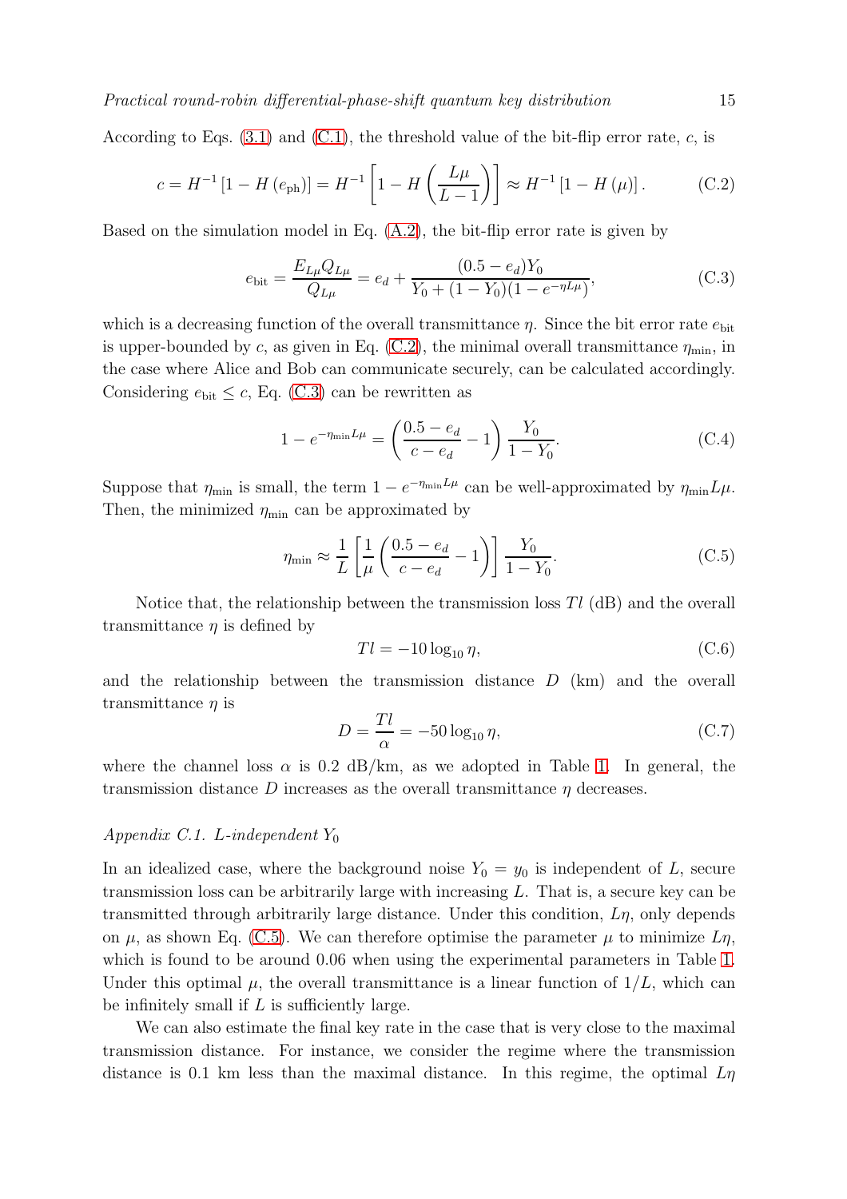According to Eqs. (3.1) and (C.1), the threshold value of the bit-flip error rate, $c$, is

$$c = H^{-1}\left[1 - H\left(e_{\mathrm{ph}}\right)\right] = H^{-1}\left[1 - H\left(\frac{L\mu}{L-1}\right)\right] \approx H^{-1}\left[1 - H\left(\mu\right)\right]. \tag{C.2}$$

Based on the simulation model in Eq. (A.2), the bit-flip error rate is given by

$$e_{\mathrm{bit}} = \frac{E_{L\mu}Q_{L\mu}}{Q_{L\mu}} = e_d + \frac{(0.5 - e_d)Y_0}{Y_0 + (1-Y_0)(1-e^{-\eta L\mu})}, \tag{C.3}$$

which is a decreasing function of the overall transmittance $\eta$. Since the bit error rate $e_{\mathrm{bit}}$ is upper-bounded by $c$, as given in Eq. (C.2), the minimal overall transmittance $\eta_{\mathrm{min}}$, in the case where Alice and Bob can communicate securely, can be calculated accordingly. Considering $e_{\mathrm{bit}} \leq c$, Eq. (C.3) can be rewritten as

$$1 - e^{-\eta_{\mathrm{min}}L\mu} = \left(\frac{0.5 - e_d}{c - e_d} - 1\right)\frac{Y_0}{1 - Y_0}. \tag{C.4}$$

Suppose that $\eta_{\mathrm{min}}$ is small, the term $1 - e^{-\eta_{\mathrm{min}}L\mu}$ can be well-approximated by $\eta_{\mathrm{min}}L\mu$. Then, the minimized $\eta_{\mathrm{min}}$ can be approximated by

$$\eta_{\mathrm{min}} \approx \frac{1}{L}\left[\frac{1}{\mu}\left(\frac{0.5 - e_d}{c - e_d} - 1\right)\right]\frac{Y_0}{1 - Y_0}. \tag{C.5}$$

Notice that, the relationship between the transmission loss $Tl$ (dB) and the overall transmittance $\eta$ is defined by

$$Tl = -10\log_{10}\eta, \tag{C.6}$$

and the relationship between the transmission distance $D$ (km) and the overall transmittance $\eta$ is

$$D = \frac{Tl}{\alpha} = -50\log_{10}\eta, \tag{C.7}$$

where the channel loss $\alpha$ is 0.2 dB/km, as we adopted in Table 1. In general, the transmission distance $D$ increases as the overall transmittance $\eta$ decreases.

### *Appendix C.1. L-independent $Y_0$*

In an idealized case, where the background noise $Y_0 = y_0$ is independent of $L$, secure transmission loss can be arbitrarily large with increasing $L$. That is, a secure key can be transmitted through arbitrarily large distance. Under this condition, $L\eta$, only depends on $\mu$, as shown Eq. (C.5). We can therefore optimise the parameter $\mu$ to minimize $L\eta$, which is found to be around 0.06 when using the experimental parameters in Table 1. Under this optimal $\mu$, the overall transmittance is a linear function of $1/L$, which can be infinitely small if $L$ is sufficiently large.

We can also estimate the final key rate in the case that is very close to the maximal transmission distance. For instance, we consider the regime where the transmission distance is 0.1 km less than the maximal distance. In this regime, the optimal $L\eta$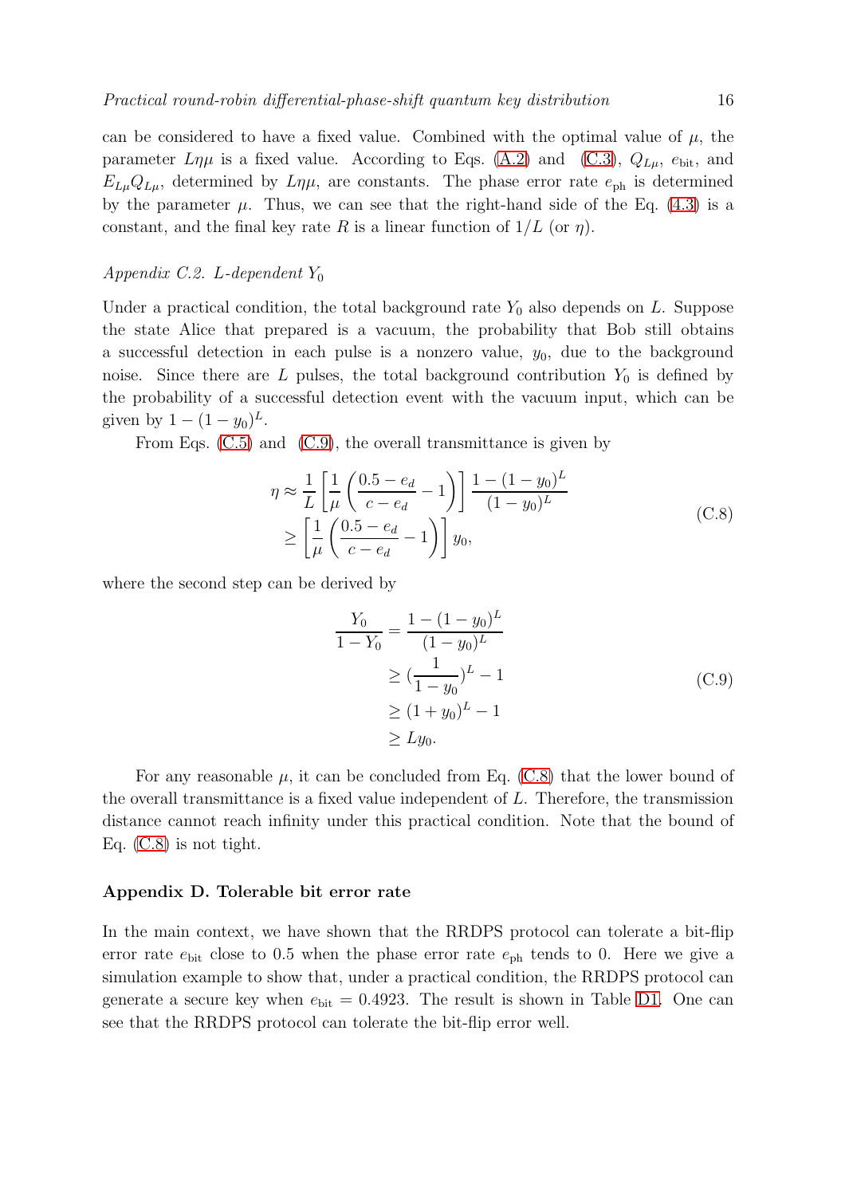can be considered to have a fixed value. Combined with the optimal value of $\mu$, the parameter $L\eta\mu$ is a fixed value. According to Eqs. (A.2) and (C.3), $Q_{L\mu}$, $e_{\rm bit}$, and $E_{L\mu}Q_{L\mu}$, determined by $L\eta\mu$, are constants. The phase error rate $e_{\rm ph}$ is determined by the parameter $\mu$. Thus, we can see that the right-hand side of the Eq. (4.3) is a constant, and the final key rate $R$ is a linear function of $1/L$ (or $\eta$).

*Appendix C.2. L-dependent $Y_0$*

Under a practical condition, the total background rate $Y_0$ also depends on $L$. Suppose the state Alice that prepared is a vacuum, the probability that Bob still obtains a successful detection in each pulse is a nonzero value, $y_0$, due to the background noise. Since there are $L$ pulses, the total background contribution $Y_0$ is defined by the probability of a successful detection event with the vacuum input, which can be given by $1-(1-y_0)^L$.

From Eqs. (C.5) and (C.9), the overall transmittance is given by

$$
\begin{aligned}
\eta &\approx \frac{1}{L}\left[\frac{1}{\mu}\left(\frac{0.5-e_d}{c-e_d}-1\right)\right]\frac{1-(1-y_0)^L}{(1-y_0)^L} \\
&\geq \left[\frac{1}{\mu}\left(\frac{0.5-e_d}{c-e_d}-1\right)\right]y_0,
\end{aligned}
\tag{C.8}
$$

where the second step can be derived by

$$
\begin{aligned}
\frac{Y_0}{1-Y_0} &= \frac{1-(1-y_0)^L}{(1-y_0)^L} \\
&\geq (\frac{1}{1-y_0})^L - 1 \\
&\geq (1+y_0)^L - 1 \\
&\geq Ly_0.
\end{aligned}
\tag{C.9}
$$

For any reasonable $\mu$, it can be concluded from Eq. (C.8) that the lower bound of the overall transmittance is a fixed value independent of $L$. Therefore, the transmission distance cannot reach infinity under this practical condition. Note that the bound of Eq. (C.8) is not tight.

## Appendix D. Tolerable bit error rate

In the main context, we have shown that the RRDPS protocol can tolerate a bit-flip error rate $e_{\rm bit}$ close to 0.5 when the phase error rate $e_{\rm ph}$ tends to 0. Here we give a simulation example to show that, under a practical condition, the RRDPS protocol can generate a secure key when $e_{\rm bit} = 0.4923$. The result is shown in Table D1. One can see that the RRDPS protocol can tolerate the bit-flip error well.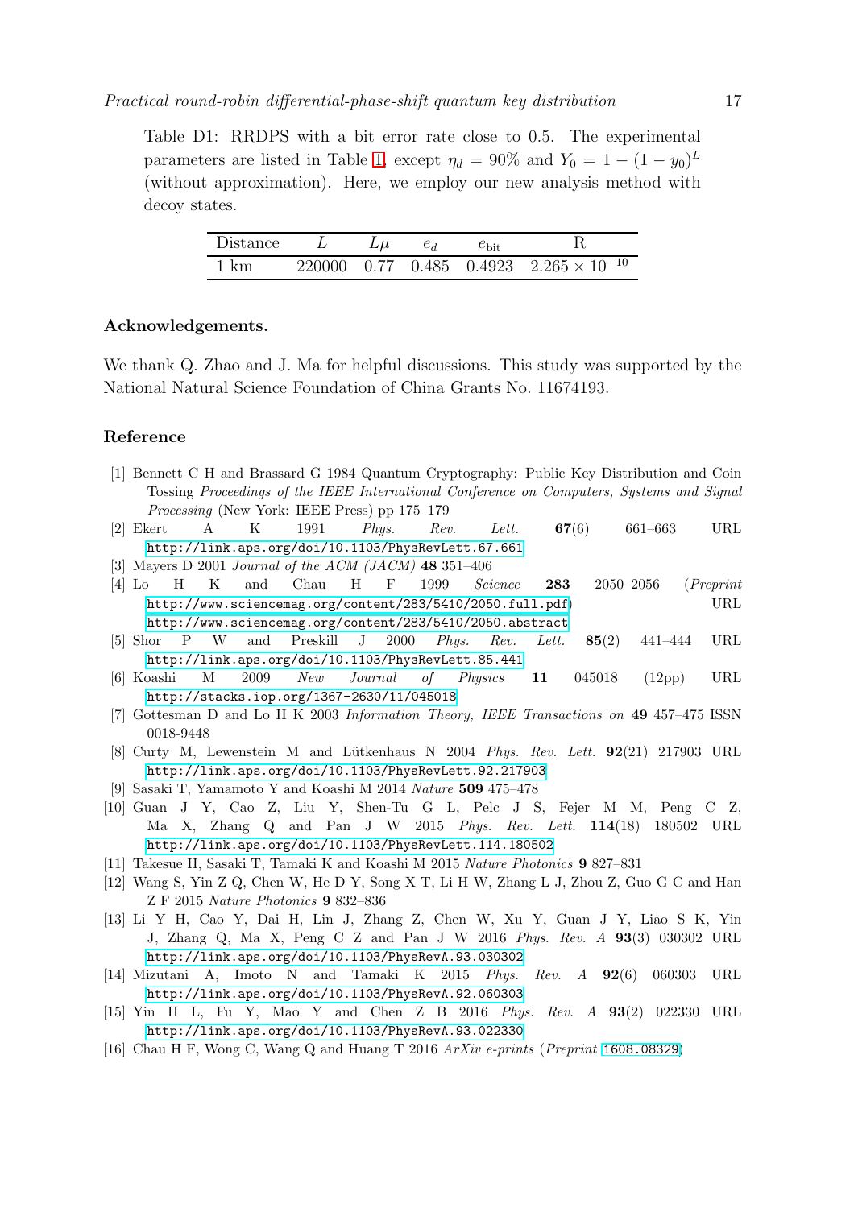Table D1: RRDPS with a bit error rate close to 0.5. The experimental parameters are listed in Table 1, except $\eta_d = 90\%$ and $Y_0 = 1-(1-y_0)^L$ (without approximation). Here, we employ our new analysis method with decoy states.

| Distance | $L$ | $L\mu$ | $e_d$ | $e_{\text{bit}}$ | R |
|---|---|---|---|---|---|
| 1 km | 220000 | 0.77 | 0.485 | 0.4923 | $2.265\times10^{-10}$ |

## Acknowledgements.

We thank Q. Zhao and J. Ma for helpful discussions. This study was supported by the National Natural Science Foundation of China Grants No. 11674193.

## Reference

[1] Bennett C H and Brassard G 1984 Quantum Cryptography: Public Key Distribution and Coin Tossing *Proceedings of the IEEE International Conference on Computers, Systems and Signal Processing* (New York: IEEE Press) pp 175–179

[2] Ekert A K 1991 *Phys. Rev. Lett.* **67**(6) 661–663 URL http://link.aps.org/doi/10.1103/PhysRevLett.67.661

[3] Mayers D 2001 *Journal of the ACM (JACM)* **48** 351–406

[4] Lo H K and Chau H F 1999 *Science* **283** 2050–2056 (*Preprint* http://www.sciencemag.org/content/283/5410/2050.full.pdf) URL http://www.sciencemag.org/content/283/5410/2050.abstract

[5] Shor P W and Preskill J 2000 *Phys. Rev. Lett.* **85**(2) 441–444 URL http://link.aps.org/doi/10.1103/PhysRevLett.85.441

[6] Koashi M 2009 *New Journal of Physics* **11** 045018 (12pp) URL http://stacks.iop.org/1367-2630/11/045018

[7] Gottesman D and Lo H K 2003 *Information Theory, IEEE Transactions on* **49** 457–475 ISSN 0018-9448

[8] Curty M, Lewenstein M and Lütkenhaus N 2004 *Phys. Rev. Lett.* **92**(21) 217903 URL http://link.aps.org/doi/10.1103/PhysRevLett.92.217903

[9] Sasaki T, Yamamoto Y and Koashi M 2014 *Nature* **509** 475–478

[10] Guan J Y, Cao Z, Liu Y, Shen-Tu G L, Pelc J S, Fejer M M, Peng C Z, Ma X, Zhang Q and Pan J W 2015 *Phys. Rev. Lett.* **114**(18) 180502 URL http://link.aps.org/doi/10.1103/PhysRevLett.114.180502

[11] Takesue H, Sasaki T, Tamaki K and Koashi M 2015 *Nature Photonics* **9** 827–831

[12] Wang S, Yin Z Q, Chen W, He D Y, Song X T, Li H W, Zhang L J, Zhou Z, Guo G C and Han Z F 2015 *Nature Photonics* **9** 832–836

[13] Li Y H, Cao Y, Dai H, Lin J, Zhang Z, Chen W, Xu Y, Guan J Y, Liao S K, Yin J, Zhang Q, Ma X, Peng C Z and Pan J W 2016 *Phys. Rev. A* **93**(3) 030302 URL http://link.aps.org/doi/10.1103/PhysRevA.93.030302

[14] Mizutani A, Imoto N and Tamaki K 2015 *Phys. Rev. A* **92**(6) 060303 URL http://link.aps.org/doi/10.1103/PhysRevA.92.060303

[15] Yin H L, Fu Y, Mao Y and Chen Z B 2016 *Phys. Rev. A* **93**(2) 022330 URL http://link.aps.org/doi/10.1103/PhysRevA.93.022330

[16] Chau H F, Wong C, Wang Q and Huang T 2016 *ArXiv e-prints* (*Preprint* 1608.08329)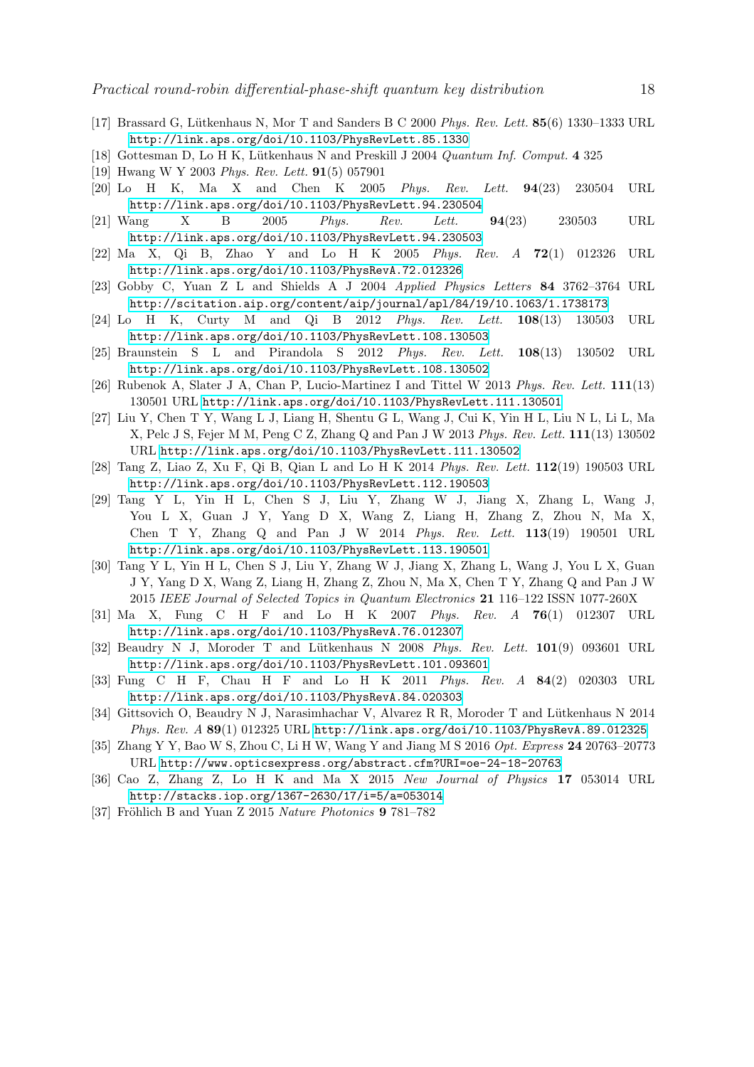[17] Brassard G, Lütkenhaus N, Mor T and Sanders B C 2000 *Phys. Rev. Lett.* **85**(6) 1330–1333 URL http://link.aps.org/doi/10.1103/PhysRevLett.85.1330

[18] Gottesman D, Lo H K, Lütkenhaus N and Preskill J 2004 *Quantum Inf. Comput.* **4** 325

[19] Hwang W Y 2003 *Phys. Rev. Lett.* **91**(5) 057901

[20] Lo H K, Ma X and Chen K 2005 *Phys. Rev. Lett.* **94**(23) 230504 URL http://link.aps.org/doi/10.1103/PhysRevLett.94.230504

[21] Wang X B 2005 *Phys. Rev. Lett.* **94**(23) 230503 URL http://link.aps.org/doi/10.1103/PhysRevLett.94.230503

[22] Ma X, Qi B, Zhao Y and Lo H K 2005 *Phys. Rev. A* **72**(1) 012326 URL http://link.aps.org/doi/10.1103/PhysRevA.72.012326

[23] Gobby C, Yuan Z L and Shields A J 2004 *Applied Physics Letters* **84** 3762–3764 URL http://scitation.aip.org/content/aip/journal/apl/84/19/10.1063/1.1738173

[24] Lo H K, Curty M and Qi B 2012 *Phys. Rev. Lett.* **108**(13) 130503 URL http://link.aps.org/doi/10.1103/PhysRevLett.108.130503

[25] Braunstein S L and Pirandola S 2012 *Phys. Rev. Lett.* **108**(13) 130502 URL http://link.aps.org/doi/10.1103/PhysRevLett.108.130502

[26] Rubenok A, Slater J A, Chan P, Lucio-Martinez I and Tittel W 2013 *Phys. Rev. Lett.* **111**(13) 130501 URL http://link.aps.org/doi/10.1103/PhysRevLett.111.130501

[27] Liu Y, Chen T Y, Wang L J, Liang H, Shentu G L, Wang J, Cui K, Yin H L, Liu N L, Li L, Ma X, Pelc J S, Fejer M M, Peng C Z, Zhang Q and Pan J W 2013 *Phys. Rev. Lett.* **111**(13) 130502 URL http://link.aps.org/doi/10.1103/PhysRevLett.111.130502

[28] Tang Z, Liao Z, Xu F, Qi B, Qian L and Lo H K 2014 *Phys. Rev. Lett.* **112**(19) 190503 URL http://link.aps.org/doi/10.1103/PhysRevLett.112.190503

[29] Tang Y L, Yin H L, Chen S J, Liu Y, Zhang W J, Jiang X, Zhang L, Wang J, You L X, Guan J Y, Yang D X, Wang Z, Liang H, Zhang Z, Zhou N, Ma X, Chen T Y, Zhang Q and Pan J W 2014 *Phys. Rev. Lett.* **113**(19) 190501 URL http://link.aps.org/doi/10.1103/PhysRevLett.113.190501

[30] Tang Y L, Yin H L, Chen S J, Liu Y, Zhang W J, Jiang X, Zhang L, Wang J, You L X, Guan J Y, Yang D X, Wang Z, Liang H, Zhang Z, Zhou N, Ma X, Chen T Y, Zhang Q and Pan J W 2015 *IEEE Journal of Selected Topics in Quantum Electronics* **21** 116–122 ISSN 1077-260X

[31] Ma X, Fung C H F and Lo H K 2007 *Phys. Rev. A* **76**(1) 012307 URL http://link.aps.org/doi/10.1103/PhysRevA.76.012307

[32] Beaudry N J, Moroder T and Lütkenhaus N 2008 *Phys. Rev. Lett.* **101**(9) 093601 URL http://link.aps.org/doi/10.1103/PhysRevLett.101.093601

[33] Fung C H F, Chau H F and Lo H K 2011 *Phys. Rev. A* **84**(2) 020303 URL http://link.aps.org/doi/10.1103/PhysRevA.84.020303

[34] Gittsovich O, Beaudry N J, Narasimhachar V, Alvarez R R, Moroder T and Lütkenhaus N 2014 *Phys. Rev. A* **89**(1) 012325 URL http://link.aps.org/doi/10.1103/PhysRevA.89.012325

[35] Zhang Y Y, Bao W S, Zhou C, Li H W, Wang Y and Jiang M S 2016 *Opt. Express* **24** 20763–20773 URL http://www.opticsexpress.org/abstract.cfm?URI=oe-24-18-20763

[36] Cao Z, Zhang Z, Lo H K and Ma X 2015 *New Journal of Physics* **17** 053014 URL http://stacks.iop.org/1367-2630/17/i=5/a=053014

[37] Fröhlich B and Yuan Z 2015 *Nature Photonics* **9** 781–782